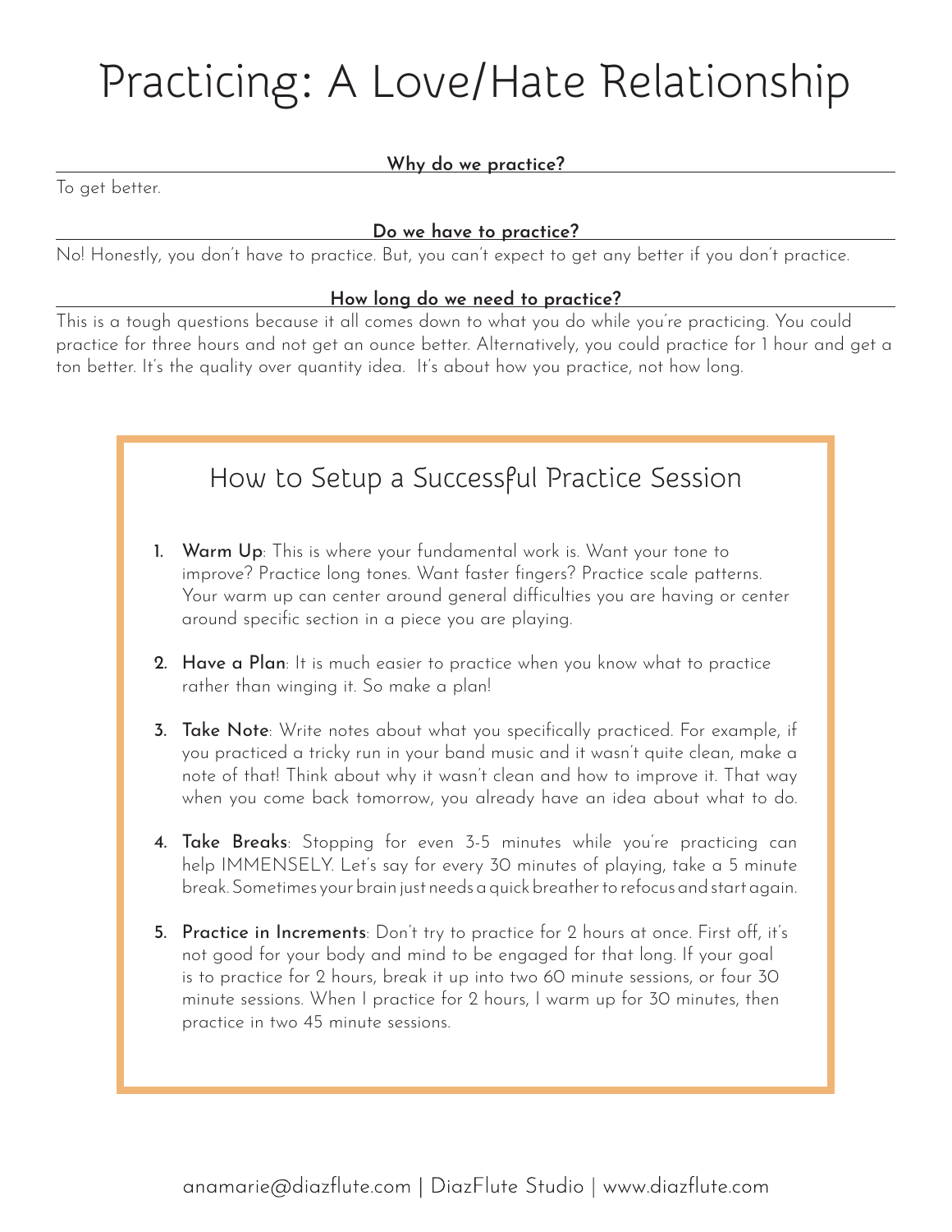# Practicing: A Love/Hate Relationship

### Why do we practice?

To get better.

### Do we have to practice?

No! Honestly, you don't have to practice. But, you can't expect to get any better if you don't practice.

### How long do we need to practice?

This is a tough questions because it all comes down to what you do while you're practicing. You could practice for three hours and not get an ounce better. Alternatively, you could practice for 1 hour and get a ton better. It's the quality over quantity idea. It's about how you practice, not how long.

## How to Setup a Successful Practice Session

1. **Warm Up**: This is where your fundamental work is. Want your tone to improve? Practice long tones. Want faster fingers? Practice scale patterns. Your warm up can center around general difficulties you are having or center around specific section in a piece you are playing.

2. **Have a Plan**: It is much easier to practice when you know what to practice rather than winging it. So make a plan!

3. **Take Note**: Write notes about what you specifically practiced. For example, if you practiced a tricky run in your band music and it wasn't quite clean, make a note of that! Think about why it wasn't clean and how to improve it. That way when you come back tomorrow, you already have an idea about what to do.

4. **Take Breaks**: Stopping for even 3-5 minutes while you're practicing can help IMMENSELY. Let's say for every 30 minutes of playing, take a 5 minute break. Sometimes your brain just needs a quick breather to refocus and start again.

5. **Practice in Increments**: Don't try to practice for 2 hours at once. First off, it's not good for your body and mind to be engaged for that long. If your goal is to practice for 2 hours, break it up into two 60 minute sessions, or four 30 minute sessions. When I practice for 2 hours, I warm up for 30 minutes, then practice in two 45 minute sessions.

anamarie@diazflute.com | DiazFlute Studio | www.diazflute.com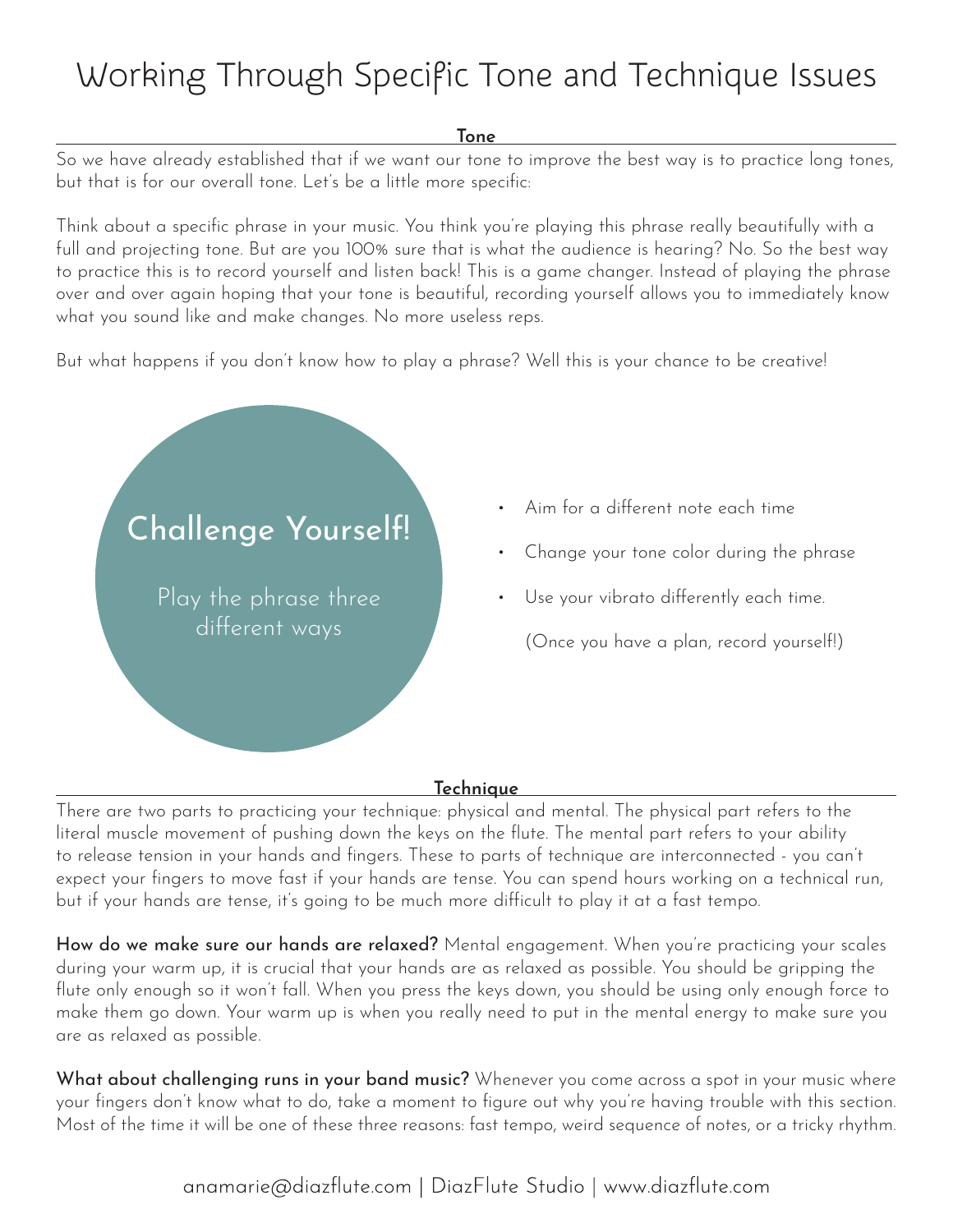# Working Through Specific Tone and Technique Issues

## Tone

So we have already established that if we want our tone to improve the best way is to practice long tones, but that is for our overall tone. Let's be a little more specific:

Think about a specific phrase in your music. You think you're playing this phrase really beautifully with a full and projecting tone. But are you 100% sure that is what the audience is hearing? No. So the best way to practice this is to record yourself and listen back! This is a game changer. Instead of playing the phrase over and over again hoping that your tone is beautiful, recording yourself allows you to immediately know what you sound like and make changes. No more useless reps.

But what happens if you don't know how to play a phrase? Well this is your chance to be creative!

### Challenge Yourself!

Play the phrase three different ways

- Aim for a different note each time
- Change your tone color during the phrase
- Use your vibrato differently each time.

(Once you have a plan, record yourself!)

## Technique

There are two parts to practicing your technique: physical and mental. The physical part refers to the literal muscle movement of pushing down the keys on the flute. The mental part refers to your ability to release tension in your hands and fingers. These to parts of technique are interconnected - you can't expect your fingers to move fast if your hands are tense. You can spend hours working on a technical run, but if your hands are tense, it's going to be much more difficult to play it at a fast tempo.

**How do we make sure our hands are relaxed?** Mental engagement. When you're practicing your scales during your warm up, it is crucial that your hands are as relaxed as possible. You should be gripping the flute only enough so it won't fall. When you press the keys down, you should be using only enough force to make them go down. Your warm up is when you really need to put in the mental energy to make sure you are as relaxed as possible.

**What about challenging runs in your band music?** Whenever you come across a spot in your music where your fingers don't know what to do, take a moment to figure out why you're having trouble with this section. Most of the time it will be one of these three reasons: fast tempo, weird sequence of notes, or a tricky rhythm.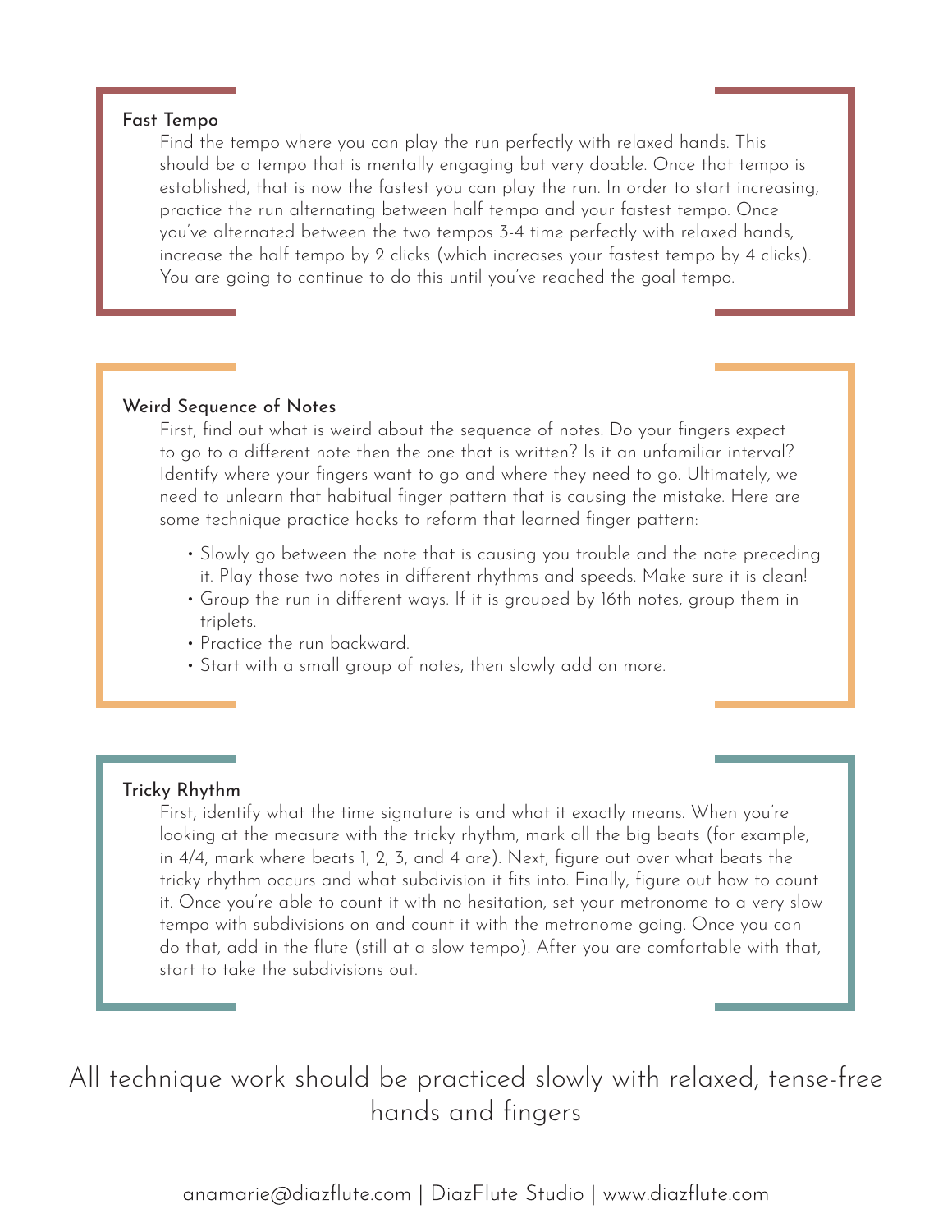### Fast Tempo

Find the tempo where you can play the run perfectly with relaxed hands. This should be a tempo that is mentally engaging but very doable. Once that tempo is established, that is now the fastest you can play the run. In order to start increasing, practice the run alternating between half tempo and your fastest tempo. Once you've alternated between the two tempos 3-4 time perfectly with relaxed hands, increase the half tempo by 2 clicks (which increases your fastest tempo by 4 clicks). You are going to continue to do this until you've reached the goal tempo.

### Weird Sequence of Notes

First, find out what is weird about the sequence of notes. Do your fingers expect to go to a different note then the one that is written? Is it an unfamiliar interval? Identify where your fingers want to go and where they need to go. Ultimately, we need to unlearn that habitual finger pattern that is causing the mistake. Here are some technique practice hacks to reform that learned finger pattern:

- Slowly go between the note that is causing you trouble and the note preceding it. Play those two notes in different rhythms and speeds. Make sure it is clean!
- Group the run in different ways. If it is grouped by 16th notes, group them in triplets.
- Practice the run backward.
- Start with a small group of notes, then slowly add on more.

### Tricky Rhythm

First, identify what the time signature is and what it exactly means. When you're looking at the measure with the tricky rhythm, mark all the big beats (for example, in 4/4, mark where beats 1, 2, 3, and 4 are). Next, figure out over what beats the tricky rhythm occurs and what subdivision it fits into. Finally, figure out how to count it. Once you're able to count it with no hesitation, set your metronome to a very slow tempo with subdivisions on and count it with the metronome going. Once you can do that, add in the flute (still at a slow tempo). After you are comfortable with that, start to take the subdivisions out.

All technique work should be practiced slowly with relaxed, tense-free hands and fingers

anamarie@diazflute.com | DiazFlute Studio | www.diazflute.com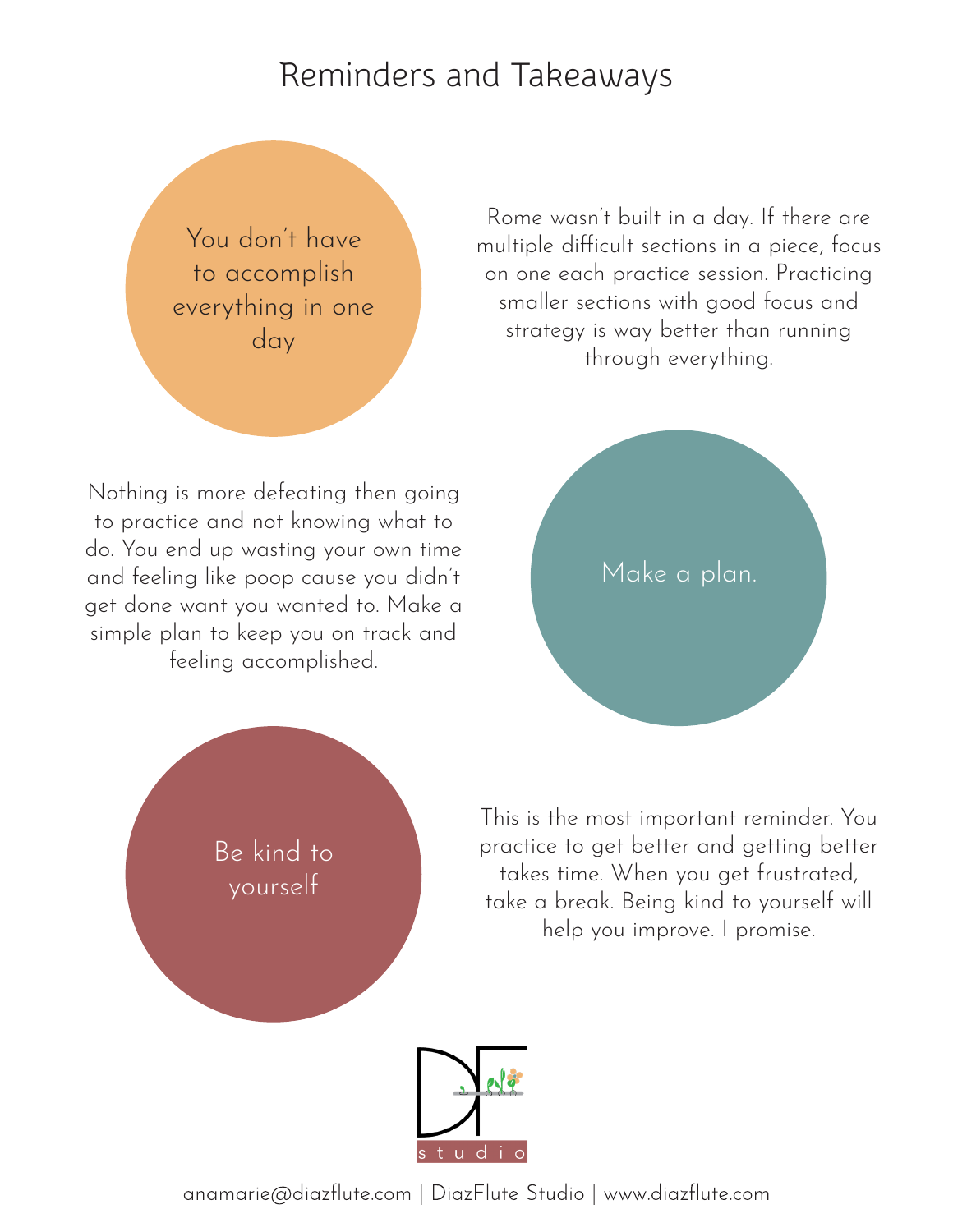# Reminders and Takeaways

### You don't have to accomplish everything in one day

Rome wasn't built in a day. If there are multiple difficult sections in a piece, focus on one each practice session. Practicing smaller sections with good focus and strategy is way better than running through everything.

### Make a plan.

Nothing is more defeating then going to practice and not knowing what to do. You end up wasting your own time and feeling like poop cause you didn't get done want you wanted to. Make a simple plan to keep you on track and feeling accomplished.

### Be kind to yourself

This is the most important reminder. You practice to get better and getting better takes time. When you get frustrated, take a break. Being kind to yourself will help you improve. I promise.

DF studio

anamarie@diazflute.com | DiazFlute Studio | www.diazflute.com